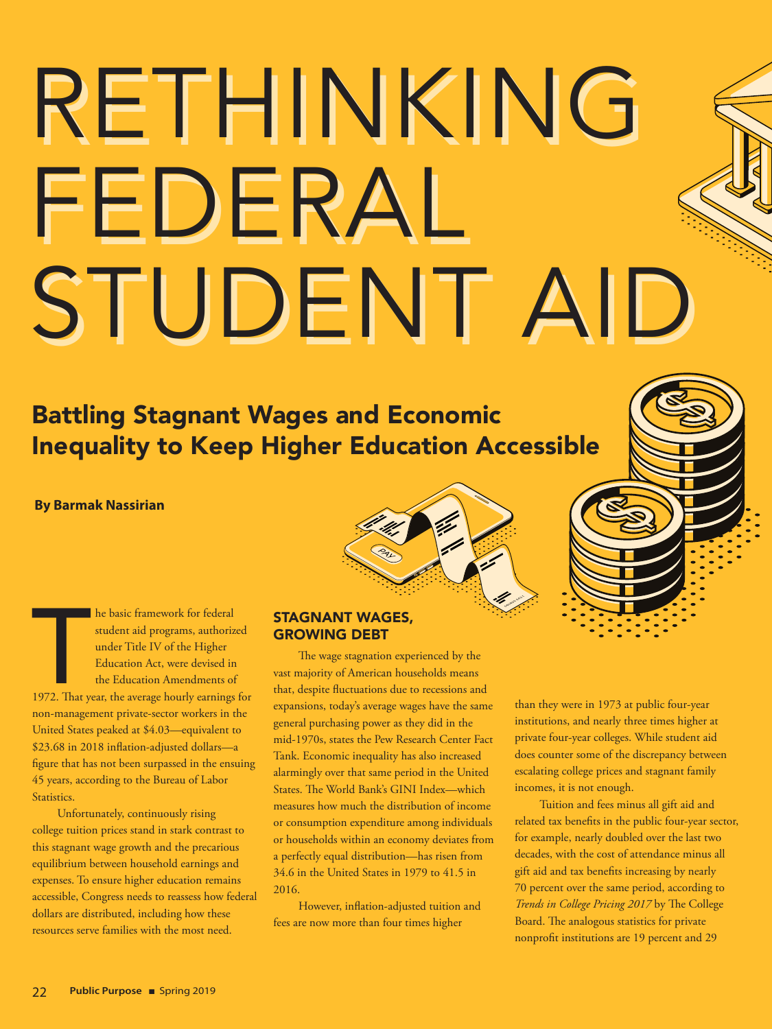# RETHINKING FEDERAL STUDENT AID

## Battling Stagnant Wages and Economic Inequality to Keep Higher Education Accessible

**By Barmak Nassirian**

The basic framework for federal student aid programs, authorized under Title IV of the Higher Education Act, were devised in the Education Amendments of 1972. That year, the average hourly earnings for non-management private-sector workers in the United States peaked at $4.03—equivalent to $23.68 in 2018 inflation-adjusted dollars—a figure that has not been surpassed in the ensuing 45 years, according to the Bureau of Labor Statistics.

Unfortunately, continuously rising college tuition prices stand in stark contrast to this stagnant wage growth and the precarious equilibrium between household earnings and expenses. To ensure higher education remains accessible, Congress needs to reassess how federal dollars are distributed, including how these resources serve families with the most need.

### STAGNANT WAGES, GROWING DEBT

The wage stagnation experienced by the vast majority of American households means that, despite fluctuations due to recessions and expansions, today's average wages have the same general purchasing power as they did in the mid-1970s, states the Pew Research Center Fact Tank. Economic inequality has also increased alarmingly over that same period in the United States. The World Bank's GINI Index—which measures how much the distribution of income or consumption expenditure among individuals or households within an economy deviates from a perfectly equal distribution—has risen from 34.6 in the United States in 1979 to 41.5 in 2016.

However, inflation-adjusted tuition and fees are now more than four times higher than they were in 1973 at public four-year institutions, and nearly three times higher at private four-year colleges. While student aid does counter some of the discrepancy between escalating college prices and stagnant family incomes, it is not enough.

Tuition and fees minus all gift aid and related tax benefits in the public four-year sector, for example, nearly doubled over the last two decades, with the cost of attendance minus all gift aid and tax benefits increasing by nearly 70 percent over the same period, according to *Trends in College Pricing 2017* by The College Board. The analogous statistics for private nonprofit institutions are 19 percent and 29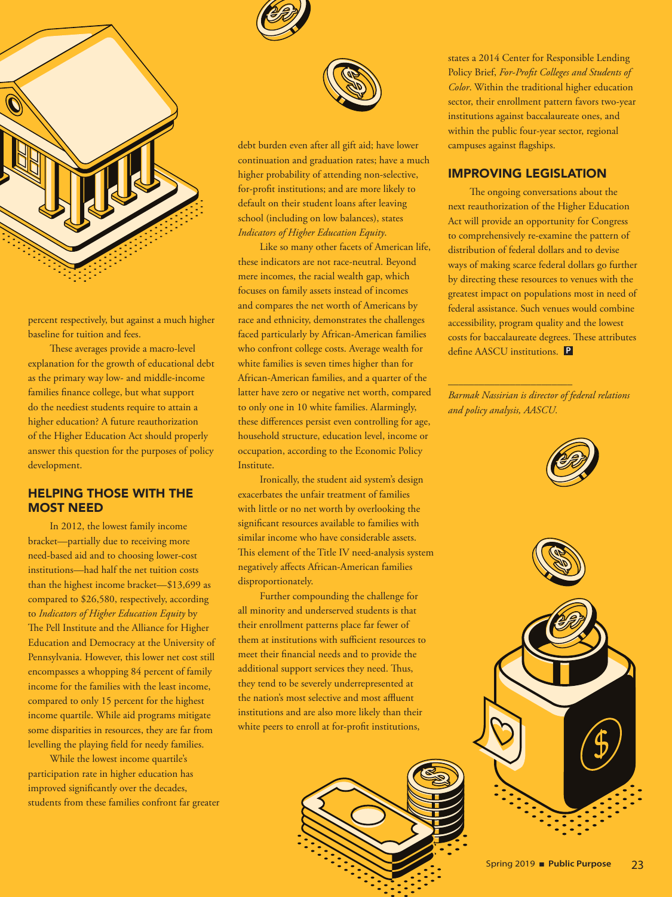percent respectively, but against a much higher baseline for tuition and fees.

These averages provide a macro-level explanation for the growth of educational debt as the primary way low- and middle-income families finance college, but what support do the neediest students require to attain a higher education? A future reauthorization of the Higher Education Act should properly answer this question for the purposes of policy development.

## HELPING THOSE WITH THE MOST NEED

In 2012, the lowest family income bracket—partially due to receiving more need-based aid and to choosing lower-cost institutions—had half the net tuition costs than the highest income bracket—$13,699 as compared to $26,580, respectively, according to *Indicators of Higher Education Equity* by The Pell Institute and the Alliance for Higher Education and Democracy at the University of Pennsylvania. However, this lower net cost still encompasses a whopping 84 percent of family income for the families with the least income, compared to only 15 percent for the highest income quartile. While aid programs mitigate some disparities in resources, they are far from levelling the playing field for needy families.

While the lowest income quartile's participation rate in higher education has improved significantly over the decades, students from these families confront far greater debt burden even after all gift aid; have lower continuation and graduation rates; have a much higher probability of attending non-selective, for-profit institutions; and are more likely to default on their student loans after leaving school (including on low balances), states *Indicators of Higher Education Equity*.

Like so many other facets of American life, these indicators are not race-neutral. Beyond mere incomes, the racial wealth gap, which focuses on family assets instead of incomes and compares the net worth of Americans by race and ethnicity, demonstrates the challenges faced particularly by African-American families who confront college costs. Average wealth for white families is seven times higher than for African-American families, and a quarter of the latter have zero or negative net worth, compared to only one in 10 white families. Alarmingly, these differences persist even controlling for age, household structure, education level, income or occupation, according to the Economic Policy Institute.

Ironically, the student aid system's design exacerbates the unfair treatment of families with little or no net worth by overlooking the significant resources available to families with similar income who have considerable assets. This element of the Title IV need-analysis system negatively affects African-American families disproportionately.

Further compounding the challenge for all minority and underserved students is that their enrollment patterns place far fewer of them at institutions with sufficient resources to meet their financial needs and to provide the additional support services they need. Thus, they tend to be severely underrepresented at the nation's most selective and most affluent institutions and are also more likely than their white peers to enroll at for-profit institutions, states a 2014 Center for Responsible Lending Policy Brief, *For-Profit Colleges and Students of Color*. Within the traditional higher education sector, their enrollment pattern favors two-year institutions against baccalaureate ones, and within the public four-year sector, regional campuses against flagships.

## IMPROVING LEGISLATION

The ongoing conversations about the next reauthorization of the Higher Education Act will provide an opportunity for Congress to comprehensively re-examine the pattern of distribution of federal dollars and to devise ways of making scarce federal dollars go further by directing these resources to venues with the greatest impact on populations most in need of federal assistance. Such venues would combine accessibility, program quality and the lowest costs for baccalaureate degrees. These attributes define AASCU institutions. **P**

---

*Barmak Nassirian is director of federal relations and policy analysis, AASCU.*